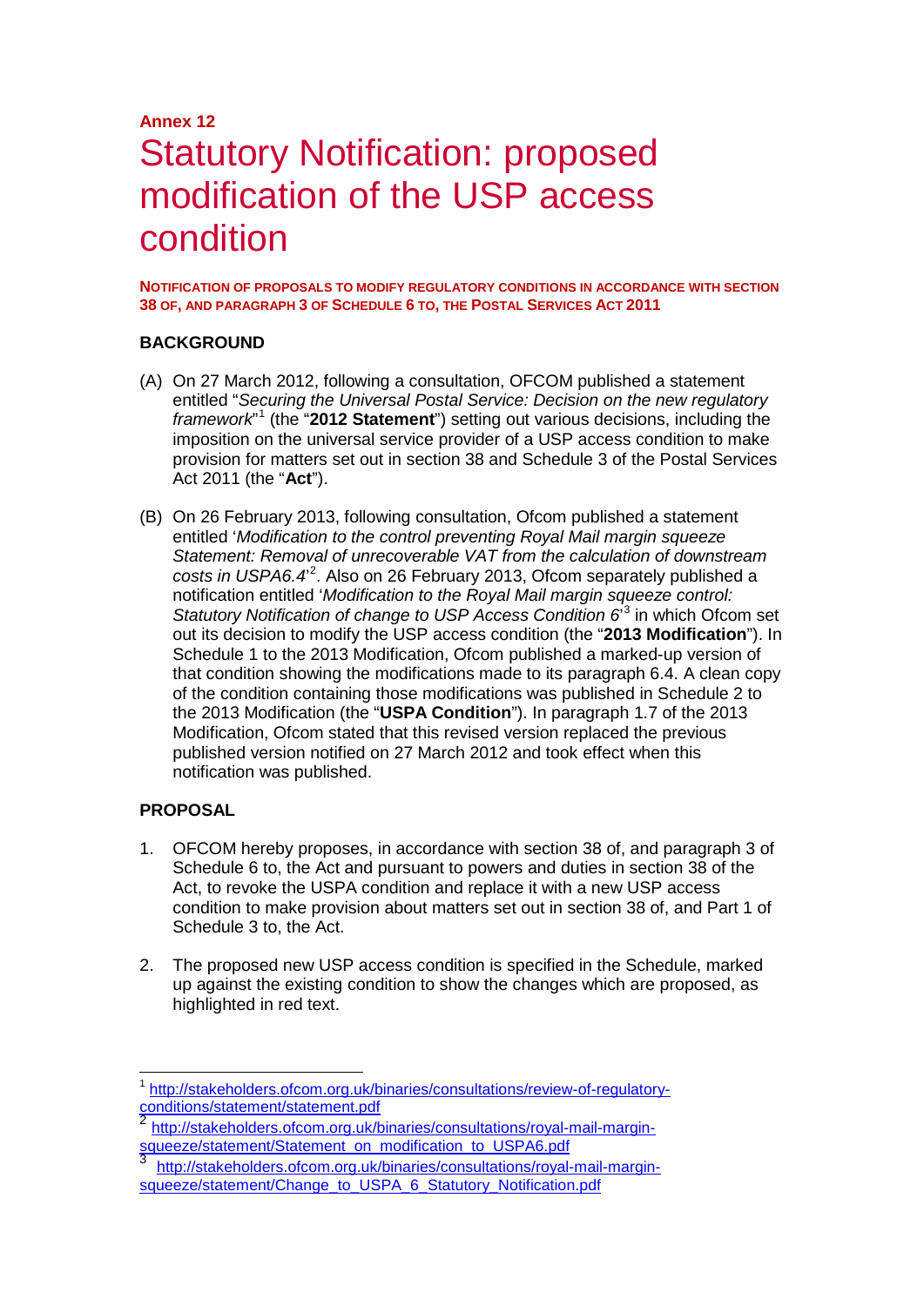**Annex 12**

# Statutory Notification: proposed modification of the USP access condition

**NOTIFICATION OF PROPOSALS TO MODIFY REGULATORY CONDITIONS IN ACCORDANCE WITH SECTION 38 OF, AND PARAGRAPH 3 OF SCHEDULE 6 TO, THE POSTAL SERVICES ACT 2011**

## BACKGROUND

(A) On 27 March 2012, following a consultation, OFCOM published a statement entitled "*Securing the Universal Postal Service: Decision on the new regulatory framework*"[1] (the "**2012 Statement**") setting out various decisions, including the imposition on the universal service provider of a USP access condition to make provision for matters set out in section 38 and Schedule 3 of the Postal Services Act 2011 (the "**Act**").

(B) On 26 February 2013, following consultation, Ofcom published a statement entitled '*Modification to the control preventing Royal Mail margin squeeze Statement: Removal of unrecoverable VAT from the calculation of downstream costs in USPA6.4*'[2]. Also on 26 February 2013, Ofcom separately published a notification entitled '*Modification to the Royal Mail margin squeeze control: Statutory Notification of change to USP Access Condition 6*'[3] in which Ofcom set out its decision to modify the USP access condition (the "**2013 Modification**"). In Schedule 1 to the 2013 Modification, Ofcom published a marked-up version of that condition showing the modifications made to its paragraph 6.4. A clean copy of the condition containing those modifications was published in Schedule 2 to the 2013 Modification (the "**USPA Condition**"). In paragraph 1.7 of the 2013 Modification, Ofcom stated that this revised version replaced the previous published version notified on 27 March 2012 and took effect when this notification was published.

## PROPOSAL

1. OFCOM hereby proposes, in accordance with section 38 of, and paragraph 3 of Schedule 6 to, the Act and pursuant to powers and duties in section 38 of the Act, to revoke the USPA condition and replace it with a new USP access condition to make provision about matters set out in section 38 of, and Part 1 of Schedule 3 to, the Act.

2. The proposed new USP access condition is specified in the Schedule, marked up against the existing condition to show the changes which are proposed, as highlighted in red text.

---

[1] http://stakeholders.ofcom.org.uk/binaries/consultations/review-of-regulatory-conditions/statement/statement.pdf

[2] http://stakeholders.ofcom.org.uk/binaries/consultations/royal-mail-margin-squeeze/statement/Statement_on_modification_to_USPA6.pdf

[3] http://stakeholders.ofcom.org.uk/binaries/consultations/royal-mail-margin-squeeze/statement/Change_to_USPA_6_Statutory_Notification.pdf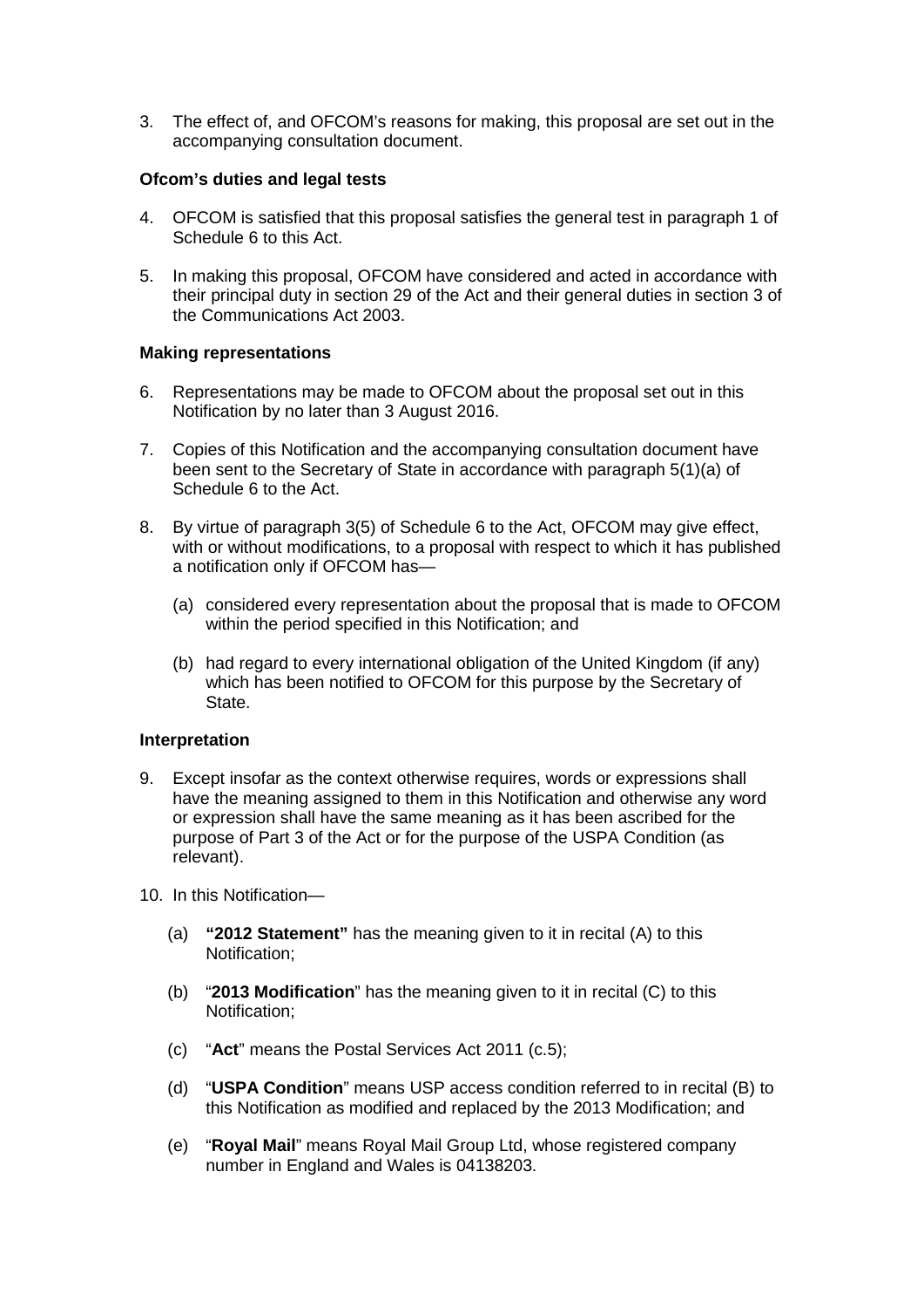3. The effect of, and OFCOM's reasons for making, this proposal are set out in the accompanying consultation document.

**Ofcom's duties and legal tests**

4. OFCOM is satisfied that this proposal satisfies the general test in paragraph 1 of Schedule 6 to this Act.

5. In making this proposal, OFCOM have considered and acted in accordance with their principal duty in section 29 of the Act and their general duties in section 3 of the Communications Act 2003.

**Making representations**

6. Representations may be made to OFCOM about the proposal set out in this Notification by no later than 3 August 2016.

7. Copies of this Notification and the accompanying consultation document have been sent to the Secretary of State in accordance with paragraph 5(1)(a) of Schedule 6 to the Act.

8. By virtue of paragraph 3(5) of Schedule 6 to the Act, OFCOM may give effect, with or without modifications, to a proposal with respect to which it has published a notification only if OFCOM has—

   (a) considered every representation about the proposal that is made to OFCOM within the period specified in this Notification; and

   (b) had regard to every international obligation of the United Kingdom (if any) which has been notified to OFCOM for this purpose by the Secretary of State.

**Interpretation**

9. Except insofar as the context otherwise requires, words or expressions shall have the meaning assigned to them in this Notification and otherwise any word or expression shall have the same meaning as it has been ascribed for the purpose of Part 3 of the Act or for the purpose of the USPA Condition (as relevant).

10. In this Notification—

    (a) **"2012 Statement"** has the meaning given to it in recital (A) to this Notification;

    (b) "**2013 Modification**" has the meaning given to it in recital (C) to this Notification;

    (c) "**Act**" means the Postal Services Act 2011 (c.5);

    (d) "**USPA Condition**" means USP access condition referred to in recital (B) to this Notification as modified and replaced by the 2013 Modification; and

    (e) "**Royal Mail**" means Royal Mail Group Ltd, whose registered company number in England and Wales is 04138203.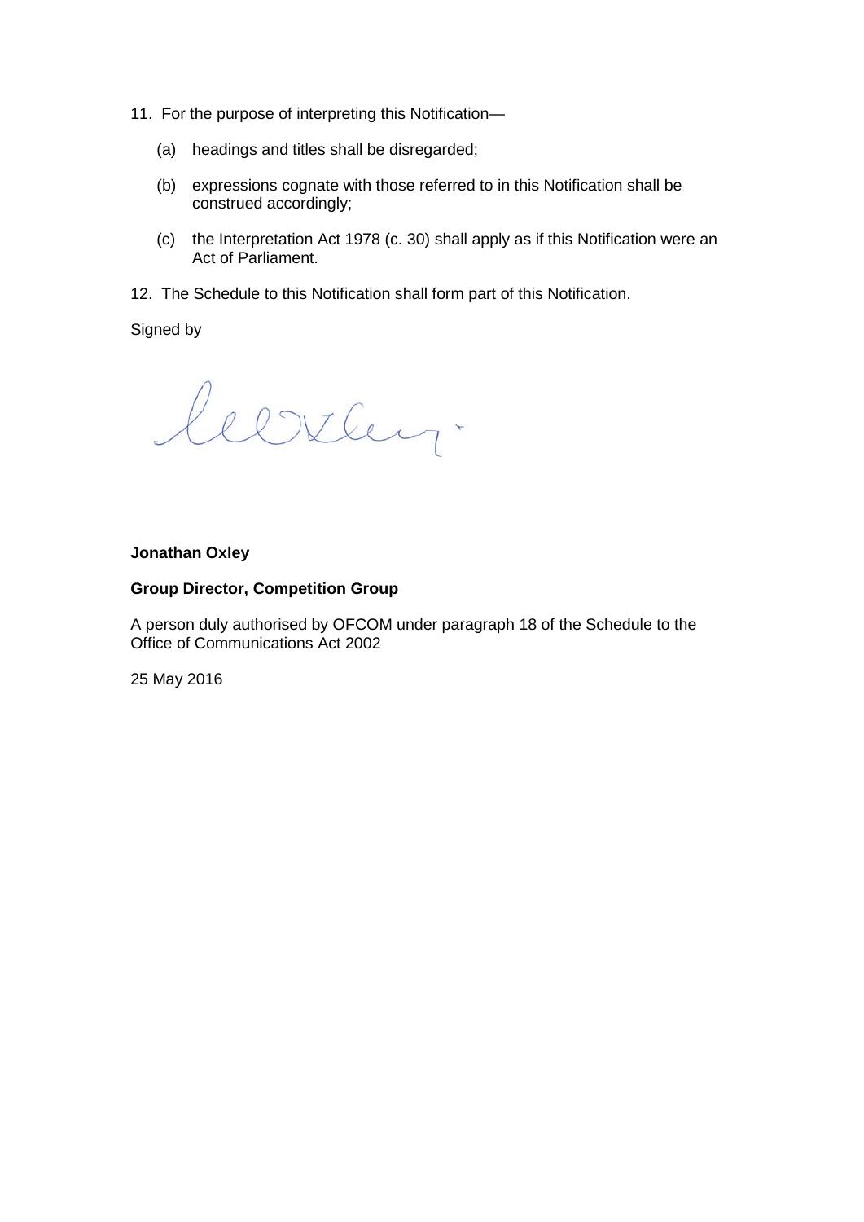11. For the purpose of interpreting this Notification—

    (a) headings and titles shall be disregarded;

    (b) expressions cognate with those referred to in this Notification shall be construed accordingly;

    (c) the Interpretation Act 1978 (c. 30) shall apply as if this Notification were an Act of Parliament.

12. The Schedule to this Notification shall form part of this Notification.

Signed by

**Jonathan Oxley**

**Group Director, Competition Group**

A person duly authorised by OFCOM under paragraph 18 of the Schedule to the Office of Communications Act 2002

25 May 2016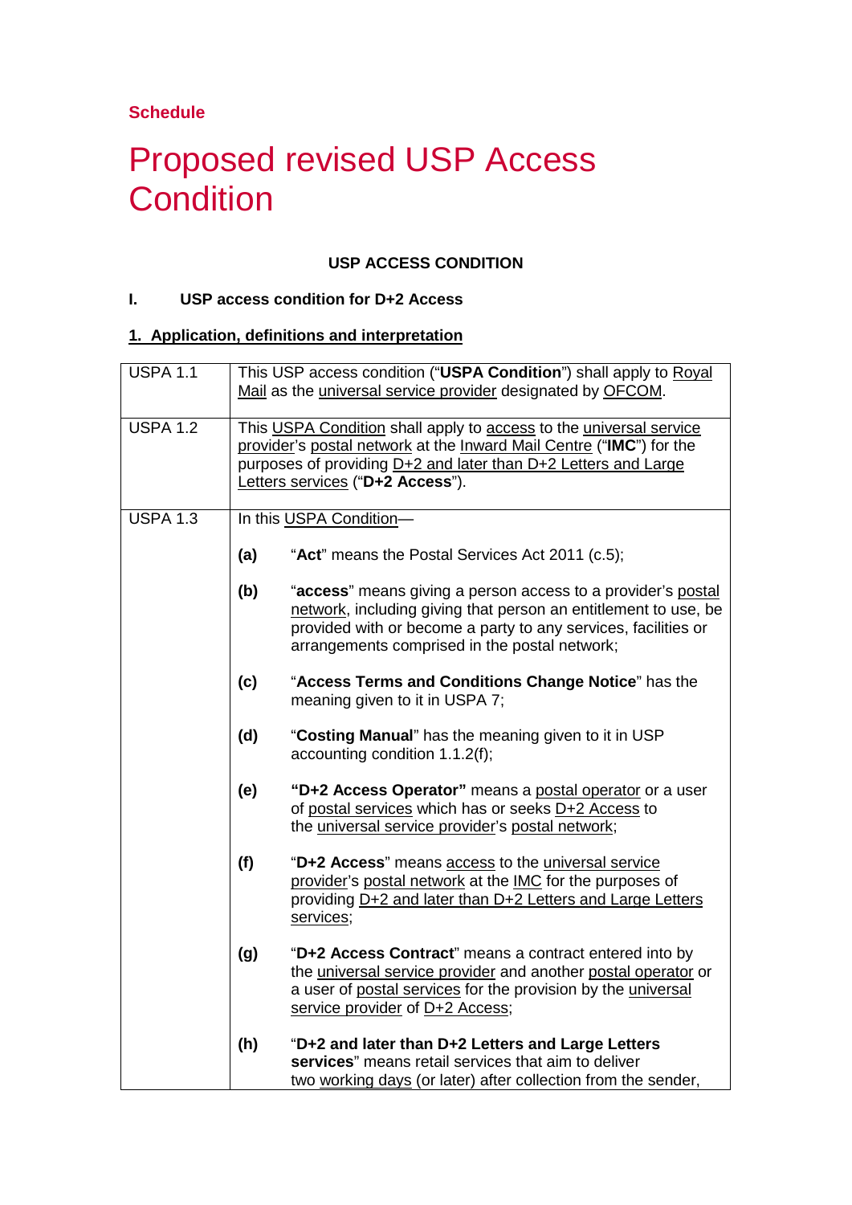**Schedule**

# Proposed revised USP Access Condition

**USP ACCESS CONDITION**

**I. USP access condition for D+2 Access**

## 1. Application, definitions and interpretation

| | |
|---|---|
| USPA 1.1 | This USP access condition ("**USPA Condition**") shall apply to Royal Mail as the universal service provider designated by OFCOM. |
| USPA 1.2 | This USPA Condition shall apply to access to the universal service provider's postal network at the Inward Mail Centre ("**IMC**") for the purposes of providing D+2 and later than D+2 Letters and Large Letters services ("**D+2 Access**"). |
| USPA 1.3 | In this USPA Condition—<br><br>**(a)** "**Act**" means the Postal Services Act 2011 (c.5);<br><br>**(b)** "**access**" means giving a person access to a provider's postal network, including giving that person an entitlement to use, be provided with or become a party to any services, facilities or arrangements comprised in the postal network;<br><br>**(c)** "**Access Terms and Conditions Change Notice**" has the meaning given to it in USPA 7;<br><br>**(d)** "**Costing Manual**" has the meaning given to it in USP accounting condition 1.1.2(f);<br><br>**(e)** **"D+2 Access Operator"** means a postal operator or a user of postal services which has or seeks D+2 Access to the universal service provider's postal network;<br><br>**(f)** "**D+2 Access**" means access to the universal service provider's postal network at the IMC for the purposes of providing D+2 and later than D+2 Letters and Large Letters services;<br><br>**(g)** "**D+2 Access Contract**" means a contract entered into by the universal service provider and another postal operator or a user of postal services for the provision by the universal service provider of D+2 Access;<br><br>**(h)** "**D+2 and later than D+2 Letters and Large Letters services**" means retail services that aim to deliver two working days (or later) after collection from the sender, |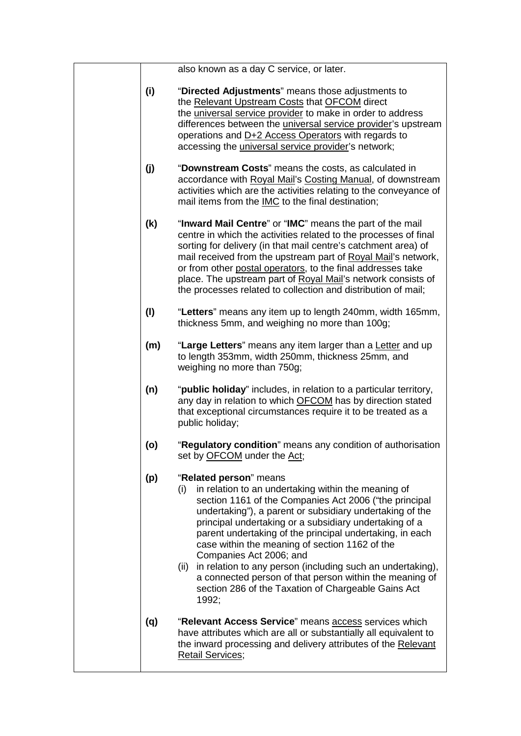also known as a day C service, or later.

**(i)** "**Directed Adjustments**" means those adjustments to the Relevant Upstream Costs that OFCOM direct the universal service provider to make in order to address differences between the universal service provider's upstream operations and D+2 Access Operators with regards to accessing the universal service provider's network;

**(j)** "**Downstream Costs**" means the costs, as calculated in accordance with Royal Mail's Costing Manual, of downstream activities which are the activities relating to the conveyance of mail items from the IMC to the final destination;

**(k)** "**Inward Mail Centre**" or "**IMC**" means the part of the mail centre in which the activities related to the processes of final sorting for delivery (in that mail centre's catchment area) of mail received from the upstream part of Royal Mail's network, or from other postal operators, to the final addresses take place. The upstream part of Royal Mail's network consists of the processes related to collection and distribution of mail;

**(l)** "**Letters**" means any item up to length 240mm, width 165mm, thickness 5mm, and weighing no more than 100g;

**(m)** "**Large Letters**" means any item larger than a Letter and up to length 353mm, width 250mm, thickness 25mm, and weighing no more than 750g;

**(n)** "**public holiday**" includes, in relation to a particular territory, any day in relation to which OFCOM has by direction stated that exceptional circumstances require it to be treated as a public holiday;

**(o)** "**Regulatory condition**" means any condition of authorisation set by OFCOM under the Act;

**(p)** "**Related person**" means

- (i) in relation to an undertaking within the meaning of section 1161 of the Companies Act 2006 ("the principal undertaking"), a parent or subsidiary undertaking of the principal undertaking or a subsidiary undertaking of a parent undertaking of the principal undertaking, in each case within the meaning of section 1162 of the Companies Act 2006; and
- (ii) in relation to any person (including such an undertaking), a connected person of that person within the meaning of section 286 of the Taxation of Chargeable Gains Act 1992;

**(q)** "**Relevant Access Service**" means access services which have attributes which are all or substantially all equivalent to the inward processing and delivery attributes of the Relevant Retail Services;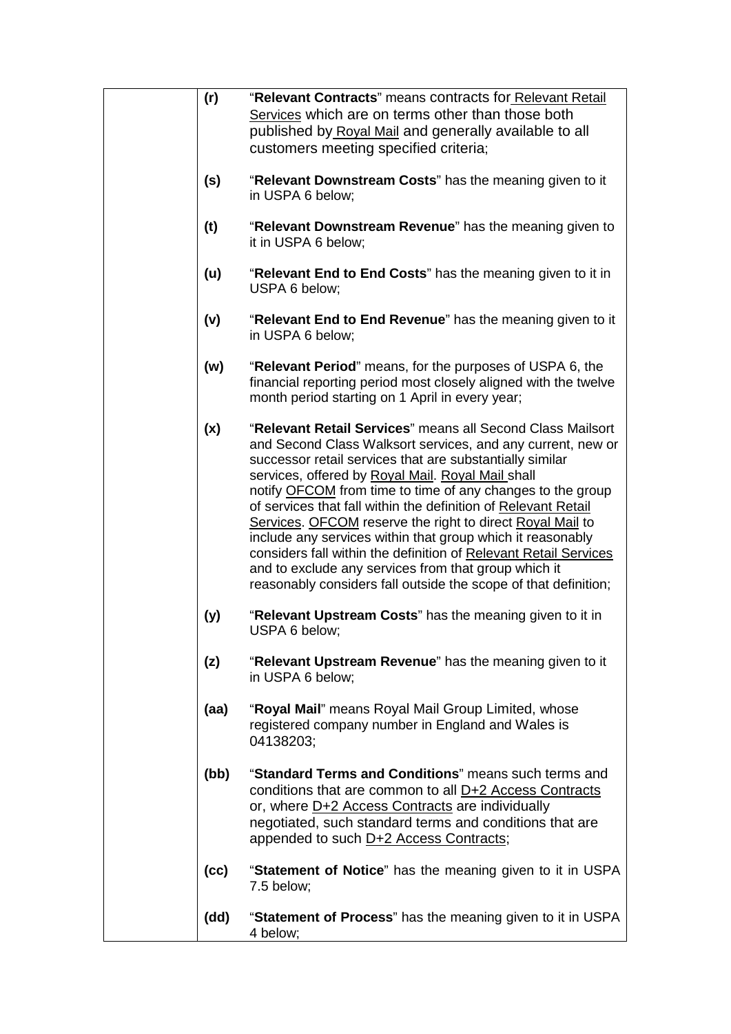**(r)** "**Relevant Contracts**" means contracts for Relevant Retail Services which are on terms other than those both published by Royal Mail and generally available to all customers meeting specified criteria;

**(s)** "**Relevant Downstream Costs**" has the meaning given to it in USPA 6 below;

**(t)** "**Relevant Downstream Revenue**" has the meaning given to it in USPA 6 below;

**(u)** "**Relevant End to End Costs**" has the meaning given to it in USPA 6 below;

**(v)** "**Relevant End to End Revenue**" has the meaning given to it in USPA 6 below;

**(w)** "**Relevant Period**" means, for the purposes of USPA 6, the financial reporting period most closely aligned with the twelve month period starting on 1 April in every year;

**(x)** "**Relevant Retail Services**" means all Second Class Mailsort and Second Class Walksort services, and any current, new or successor retail services that are substantially similar services, offered by Royal Mail. Royal Mail shall notify OFCOM from time to time of any changes to the group of services that fall within the definition of Relevant Retail Services. OFCOM reserve the right to direct Royal Mail to include any services within that group which it reasonably considers fall within the definition of Relevant Retail Services and to exclude any services from that group which it reasonably considers fall outside the scope of that definition;

**(y)** "**Relevant Upstream Costs**" has the meaning given to it in USPA 6 below;

**(z)** "**Relevant Upstream Revenue**" has the meaning given to it in USPA 6 below;

**(aa)** "**Royal Mail**" means Royal Mail Group Limited, whose registered company number in England and Wales is 04138203;

**(bb)** "**Standard Terms and Conditions**" means such terms and conditions that are common to all D+2 Access Contracts or, where D+2 Access Contracts are individually negotiated, such standard terms and conditions that are appended to such D+2 Access Contracts;

**(cc)** "**Statement of Notice**" has the meaning given to it in USPA 7.5 below;

**(dd)** "**Statement of Process**" has the meaning given to it in USPA 4 below;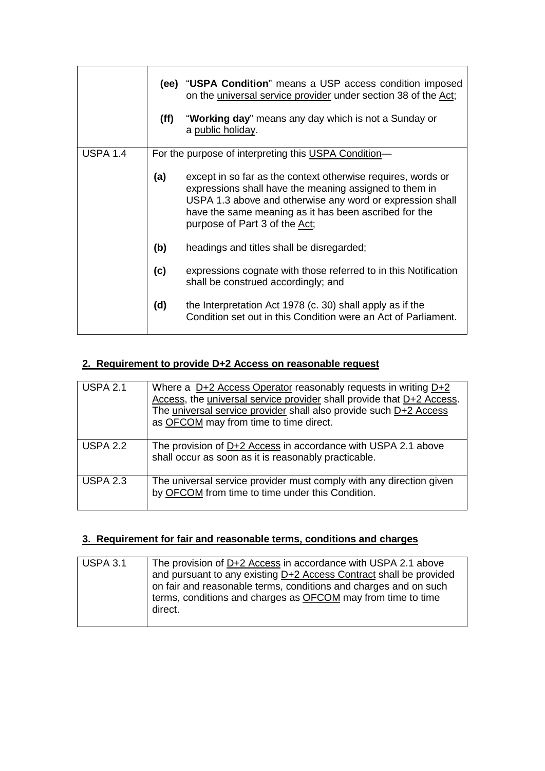| | |
|---|---|
| | **(ee)** "**USPA Condition**" means a USP access condition imposed on the universal service provider under section 38 of the Act;<br><br>**(ff)** "**Working day**" means any day which is not a Sunday or a public holiday. |
| USPA 1.4 | For the purpose of interpreting this USPA Condition—<br><br>**(a)** except in so far as the context otherwise requires, words or expressions shall have the meaning assigned to them in USPA 1.3 above and otherwise any word or expression shall have the same meaning as it has been ascribed for the purpose of Part 3 of the Act;<br><br>**(b)** headings and titles shall be disregarded;<br><br>**(c)** expressions cognate with those referred to in this Notification shall be construed accordingly; and<br><br>**(d)** the Interpretation Act 1978 (c. 30) shall apply as if the Condition set out in this Condition were an Act of Parliament. |

## 2. Requirement to provide D+2 Access on reasonable request

| | |
|---|---|
| USPA 2.1 | Where a D+2 Access Operator reasonably requests in writing D+2 Access, the universal service provider shall provide that D+2 Access. The universal service provider shall also provide such D+2 Access as OFCOM may from time to time direct. |
| USPA 2.2 | The provision of D+2 Access in accordance with USPA 2.1 above shall occur as soon as it is reasonably practicable. |
| USPA 2.3 | The universal service provider must comply with any direction given by OFCOM from time to time under this Condition. |

## 3. Requirement for fair and reasonable terms, conditions and charges

| | |
|---|---|
| USPA 3.1 | The provision of D+2 Access in accordance with USPA 2.1 above and pursuant to any existing D+2 Access Contract shall be provided on fair and reasonable terms, conditions and charges and on such terms, conditions and charges as OFCOM may from time to time direct. |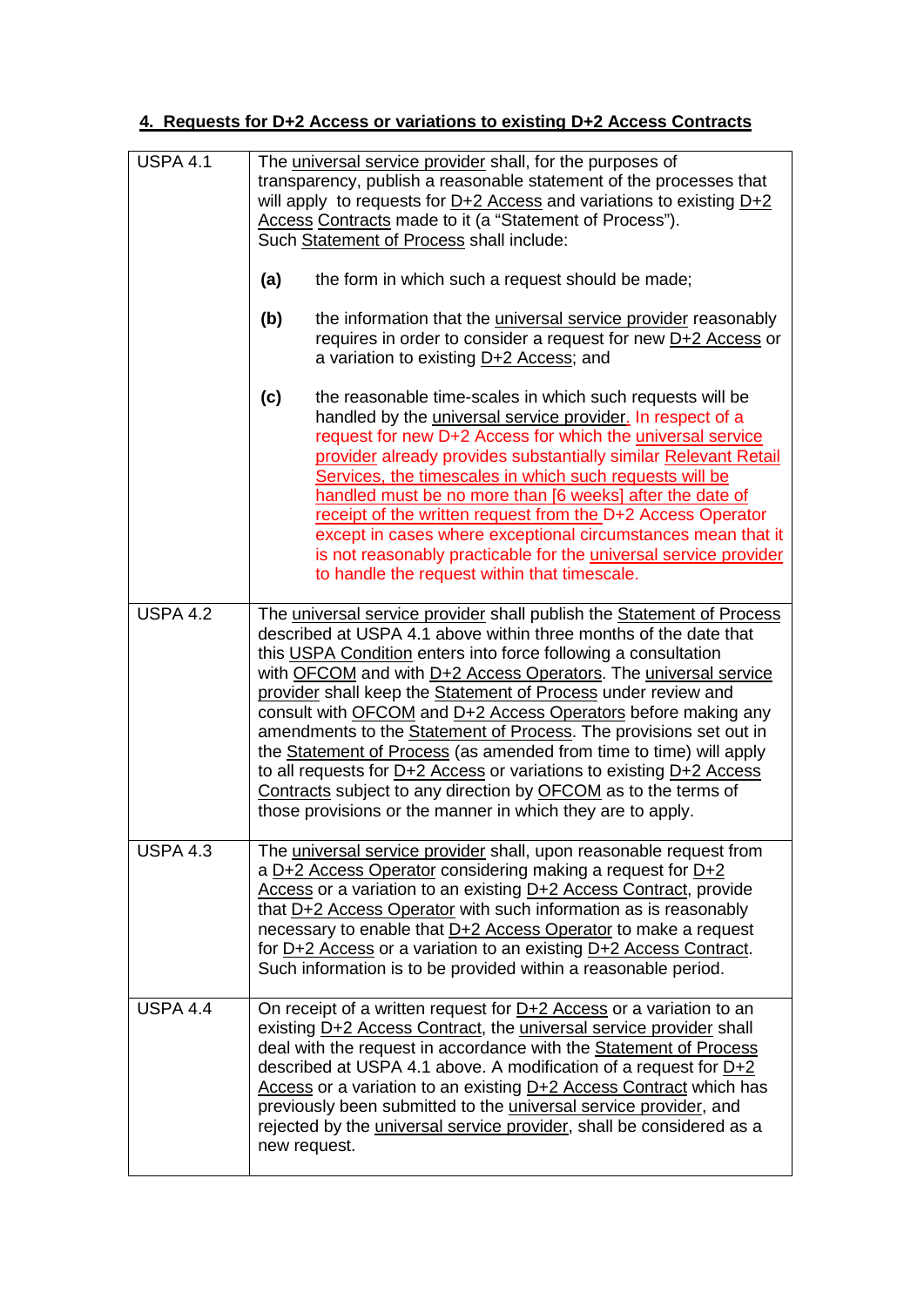## 4. Requests for D+2 Access or variations to existing D+2 Access Contracts

| | |
|---|---|
| USPA 4.1 | The universal service provider shall, for the purposes of transparency, publish a reasonable statement of the processes that will apply to requests for D+2 Access and variations to existing D+2 Access Contracts made to it (a "Statement of Process"). Such Statement of Process shall include: <br><br> **(a)** the form in which such a request should be made; <br><br> **(b)** the information that the universal service provider reasonably requires in order to consider a request for new D+2 Access or a variation to existing D+2 Access; and <br><br> **(c)** the reasonable time-scales in which such requests will be handled by the universal service provider. In respect of a request for new D+2 Access for which the universal service provider already provides substantially similar Relevant Retail Services, the timescales in which such requests will be handled must be no more than [6 weeks] after the date of receipt of the written request from the D+2 Access Operator except in cases where exceptional circumstances mean that it is not reasonably practicable for the universal service provider to handle the request within that timescale. |
| USPA 4.2 | The universal service provider shall publish the Statement of Process described at USPA 4.1 above within three months of the date that this USPA Condition enters into force following a consultation with OFCOM and with D+2 Access Operators. The universal service provider shall keep the Statement of Process under review and consult with OFCOM and D+2 Access Operators before making any amendments to the Statement of Process. The provisions set out in the Statement of Process (as amended from time to time) will apply to all requests for D+2 Access or variations to existing D+2 Access Contracts subject to any direction by OFCOM as to the terms of those provisions or the manner in which they are to apply. |
| USPA 4.3 | The universal service provider shall, upon reasonable request from a D+2 Access Operator considering making a request for D+2 Access or a variation to an existing D+2 Access Contract, provide that D+2 Access Operator with such information as is reasonably necessary to enable that D+2 Access Operator to make a request for D+2 Access or a variation to an existing D+2 Access Contract. Such information is to be provided within a reasonable period. |
| USPA 4.4 | On receipt of a written request for D+2 Access or a variation to an existing D+2 Access Contract, the universal service provider shall deal with the request in accordance with the Statement of Process described at USPA 4.1 above. A modification of a request for D+2 Access or a variation to an existing D+2 Access Contract which has previously been submitted to the universal service provider, and rejected by the universal service provider, shall be considered as a new request. |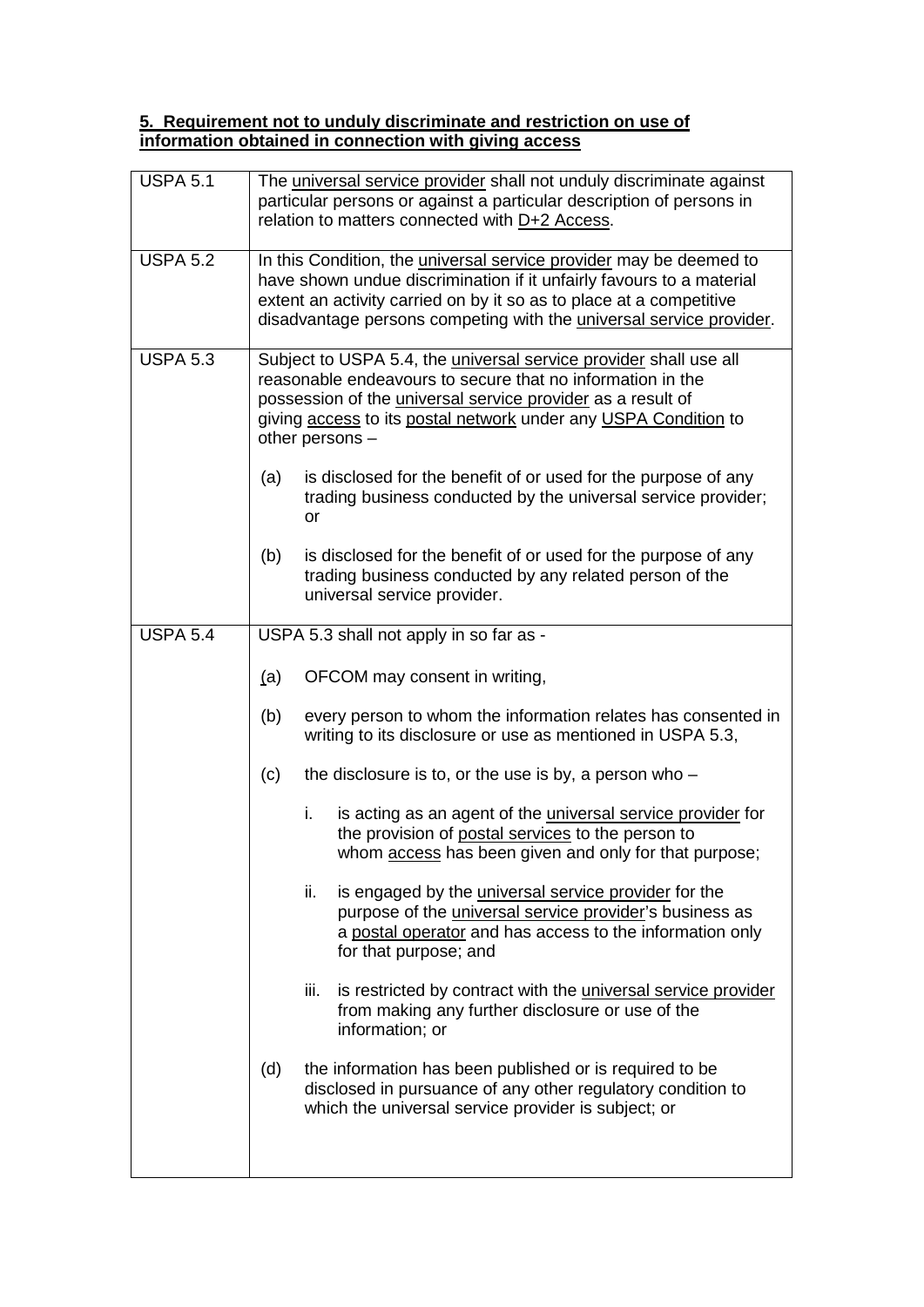**5. Requirement not to unduly discriminate and restriction on use of information obtained in connection with giving access**

| | |
|---|---|
| USPA 5.1 | The universal service provider shall not unduly discriminate against particular persons or against a particular description of persons in relation to matters connected with D+2 Access. |
| USPA 5.2 | In this Condition, the universal service provider may be deemed to have shown undue discrimination if it unfairly favours to a material extent an activity carried on by it so as to place at a competitive disadvantage persons competing with the universal service provider. |
| USPA 5.3 | Subject to USPA 5.4, the universal service provider shall use all reasonable endeavours to secure that no information in the possession of the universal service provider as a result of giving access to its postal network under any USPA Condition to other persons – <br><br> (a) is disclosed for the benefit of or used for the purpose of any trading business conducted by the universal service provider; or <br><br> (b) is disclosed for the benefit of or used for the purpose of any trading business conducted by any related person of the universal service provider. |
| USPA 5.4 | USPA 5.3 shall not apply in so far as - <br><br> (a) OFCOM may consent in writing, <br><br> (b) every person to whom the information relates has consented in writing to its disclosure or use as mentioned in USPA 5.3, <br><br> (c) the disclosure is to, or the use is by, a person who – <br><br> i. is acting as an agent of the universal service provider for the provision of postal services to the person to whom access has been given and only for that purpose; <br><br> ii. is engaged by the universal service provider for the purpose of the universal service provider's business as a postal operator and has access to the information only for that purpose; and <br><br> iii. is restricted by contract with the universal service provider from making any further disclosure or use of the information; or <br><br> (d) the information has been published or is required to be disclosed in pursuance of any other regulatory condition to which the universal service provider is subject; or |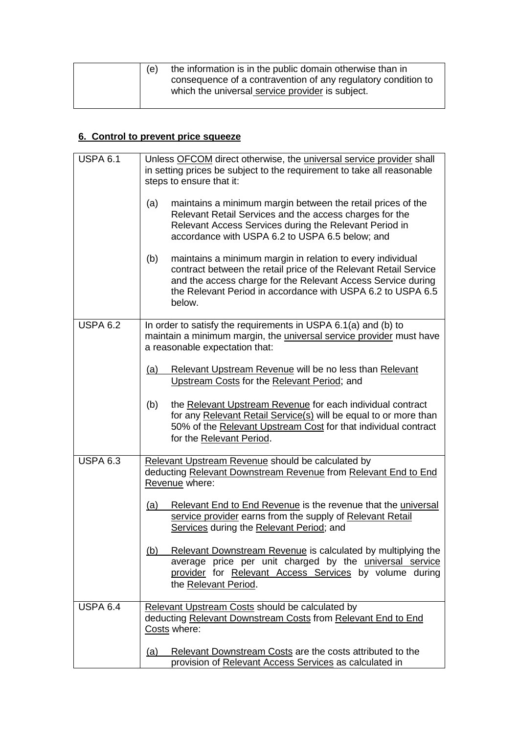| | |
|---|---|
| | (e) the information is in the public domain otherwise than in consequence of a contravention of any regulatory condition to which the universal service provider is subject. |

## 6. Control to prevent price squeeze

| | |
|---|---|
| USPA 6.1 | Unless OFCOM direct otherwise, the universal service provider shall in setting prices be subject to the requirement to take all reasonable steps to ensure that it:<br><br>(a) maintains a minimum margin between the retail prices of the Relevant Retail Services and the access charges for the Relevant Access Services during the Relevant Period in accordance with USPA 6.2 to USPA 6.5 below; and<br><br>(b) maintains a minimum margin in relation to every individual contract between the retail price of the Relevant Retail Service and the access charge for the Relevant Access Service during the Relevant Period in accordance with USPA 6.2 to USPA 6.5 below. |
| USPA 6.2 | In order to satisfy the requirements in USPA 6.1(a) and (b) to maintain a minimum margin, the universal service provider must have a reasonable expectation that:<br><br>(a) Relevant Upstream Revenue will be no less than Relevant Upstream Costs for the Relevant Period; and<br><br>(b) the Relevant Upstream Revenue for each individual contract for any Relevant Retail Service(s) will be equal to or more than 50% of the Relevant Upstream Cost for that individual contract for the Relevant Period. |
| USPA 6.3 | Relevant Upstream Revenue should be calculated by deducting Relevant Downstream Revenue from Relevant End to End Revenue where:<br><br>(a) Relevant End to End Revenue is the revenue that the universal service provider earns from the supply of Relevant Retail Services during the Relevant Period; and<br><br>(b) Relevant Downstream Revenue is calculated by multiplying the average price per unit charged by the universal service provider for Relevant Access Services by volume during the Relevant Period. |
| USPA 6.4 | Relevant Upstream Costs should be calculated by deducting Relevant Downstream Costs from Relevant End to End Costs where:<br><br>(a) Relevant Downstream Costs are the costs attributed to the provision of Relevant Access Services as calculated in |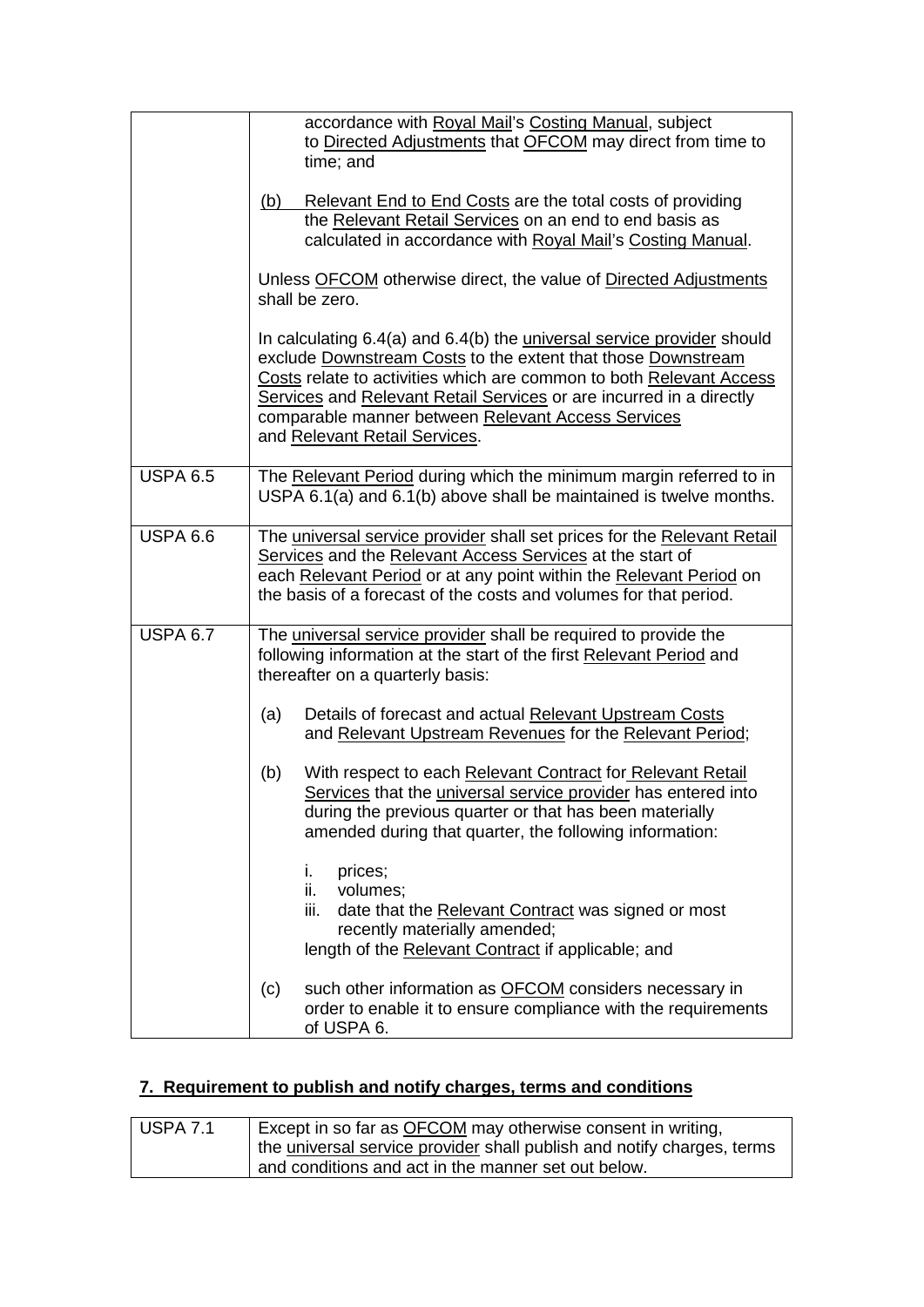| | |
|---|---|
| | accordance with Royal Mail's Costing Manual, subject to Directed Adjustments that OFCOM may direct from time to time; and<br><br>(b) Relevant End to End Costs are the total costs of providing the Relevant Retail Services on an end to end basis as calculated in accordance with Royal Mail's Costing Manual.<br><br>Unless OFCOM otherwise direct, the value of Directed Adjustments shall be zero.<br><br>In calculating 6.4(a) and 6.4(b) the universal service provider should exclude Downstream Costs to the extent that those Downstream Costs relate to activities which are common to both Relevant Access Services and Relevant Retail Services or are incurred in a directly comparable manner between Relevant Access Services and Relevant Retail Services. |
| USPA 6.5 | The Relevant Period during which the minimum margin referred to in USPA 6.1(a) and 6.1(b) above shall be maintained is twelve months. |
| USPA 6.6 | The universal service provider shall set prices for the Relevant Retail Services and the Relevant Access Services at the start of each Relevant Period or at any point within the Relevant Period on the basis of a forecast of the costs and volumes for that period. |
| USPA 6.7 | The universal service provider shall be required to provide the following information at the start of the first Relevant Period and thereafter on a quarterly basis:<br><br>(a) Details of forecast and actual Relevant Upstream Costs and Relevant Upstream Revenues for the Relevant Period;<br><br>(b) With respect to each Relevant Contract for Relevant Retail Services that the universal service provider has entered into during the previous quarter or that has been materially amended during that quarter, the following information:<br><br>i. prices;<br>ii. volumes;<br>iii. date that the Relevant Contract was signed or most recently materially amended;<br>length of the Relevant Contract if applicable; and<br><br>(c) such other information as OFCOM considers necessary in order to enable it to ensure compliance with the requirements of USPA 6. |

## 7. Requirement to publish and notify charges, terms and conditions

| | |
|---|---|
| USPA 7.1 | Except in so far as OFCOM may otherwise consent in writing, the universal service provider shall publish and notify charges, terms and conditions and act in the manner set out below. |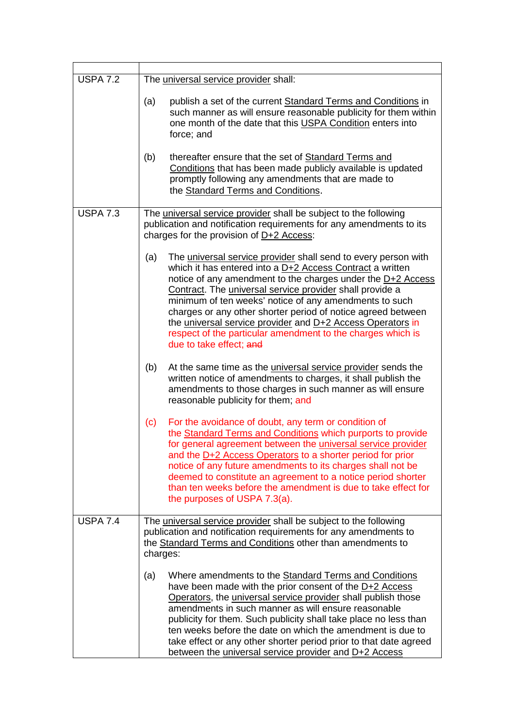| | |
|---|---|
| USPA 7.2 | The universal service provider shall:<br><br>(a) publish a set of the current Standard Terms and Conditions in such manner as will ensure reasonable publicity for them within one month of the date that this USPA Condition enters into force; and<br><br>(b) thereafter ensure that the set of Standard Terms and Conditions that has been made publicly available is updated promptly following any amendments that are made to the Standard Terms and Conditions. |
| USPA 7.3 | The universal service provider shall be subject to the following publication and notification requirements for any amendments to its charges for the provision of D+2 Access:<br><br>(a) The universal service provider shall send to every person with which it has entered into a D+2 Access Contract a written notice of any amendment to the charges under the D+2 Access Contract. The universal service provider shall provide a minimum of ten weeks' notice of any amendments to such charges or any other shorter period of notice agreed between the universal service provider and D+2 Access Operators in respect of the particular amendment to the charges which is due to take effect; ~~and~~<br><br>(b) At the same time as the universal service provider sends the written notice of amendments to charges, it shall publish the amendments to those charges in such manner as will ensure reasonable publicity for them; and<br><br>(c) For the avoidance of doubt, any term or condition of the Standard Terms and Conditions which purports to provide for general agreement between the universal service provider and the D+2 Access Operators to a shorter period for prior notice of any future amendments to its charges shall not be deemed to constitute an agreement to a notice period shorter than ten weeks before the amendment is due to take effect for the purposes of USPA 7.3(a). |
| USPA 7.4 | The universal service provider shall be subject to the following publication and notification requirements for any amendments to the Standard Terms and Conditions other than amendments to charges:<br><br>(a) Where amendments to the Standard Terms and Conditions have been made with the prior consent of the D+2 Access Operators, the universal service provider shall publish those amendments in such manner as will ensure reasonable publicity for them. Such publicity shall take place no less than ten weeks before the date on which the amendment is due to take effect or any other shorter period prior to that date agreed between the universal service provider and D+2 Access |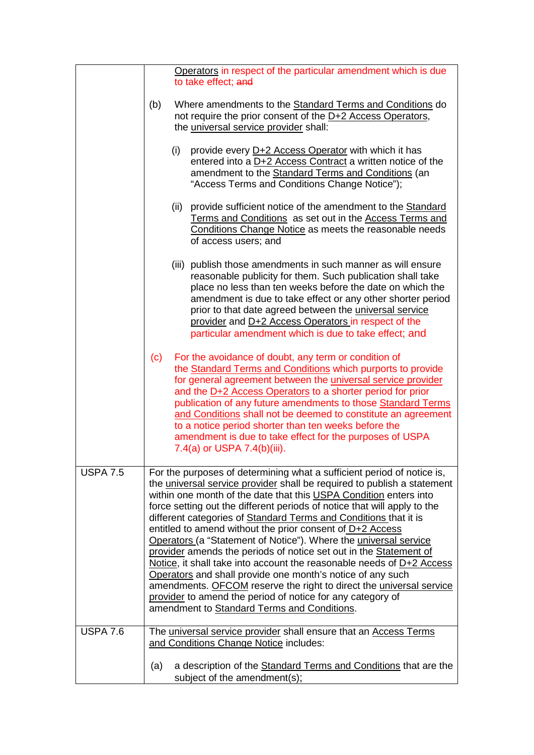| | |
|---|---|
| | Operators in respect of the particular amendment which is due to take effect; ~~and~~<br><br>(b) Where amendments to the Standard Terms and Conditions do not require the prior consent of the D+2 Access Operators, the universal service provider shall:<br><br>(i) provide every D+2 Access Operator with which it has entered into a D+2 Access Contract a written notice of the amendment to the Standard Terms and Conditions (an "Access Terms and Conditions Change Notice");<br><br>(ii) provide sufficient notice of the amendment to the Standard Terms and Conditions as set out in the Access Terms and Conditions Change Notice as meets the reasonable needs of access users; and<br><br>(iii) publish those amendments in such manner as will ensure reasonable publicity for them. Such publication shall take place no less than ten weeks before the date on which the amendment is due to take effect or any other shorter period prior to that date agreed between the universal service provider and D+2 Access Operators in respect of the particular amendment which is due to take effect; and<br><br>(c) For the avoidance of doubt, any term or condition of the Standard Terms and Conditions which purports to provide for general agreement between the universal service provider and the D+2 Access Operators to a shorter period for prior publication of any future amendments to those Standard Terms and Conditions shall not be deemed to constitute an agreement to a notice period shorter than ten weeks before the amendment is due to take effect for the purposes of USPA 7.4(a) or USPA 7.4(b)(iii). |
| USPA 7.5 | For the purposes of determining what a sufficient period of notice is, the universal service provider shall be required to publish a statement within one month of the date that this USPA Condition enters into force setting out the different periods of notice that will apply to the different categories of Standard Terms and Conditions that it is entitled to amend without the prior consent of D+2 Access Operators (a "Statement of Notice"). Where the universal service provider amends the periods of notice set out in the Statement of Notice, it shall take into account the reasonable needs of D+2 Access Operators and shall provide one month's notice of any such amendments. OFCOM reserve the right to direct the universal service provider to amend the period of notice for any category of amendment to Standard Terms and Conditions. |
| USPA 7.6 | The universal service provider shall ensure that an Access Terms and Conditions Change Notice includes:<br><br>(a) a description of the Standard Terms and Conditions that are the subject of the amendment(s); |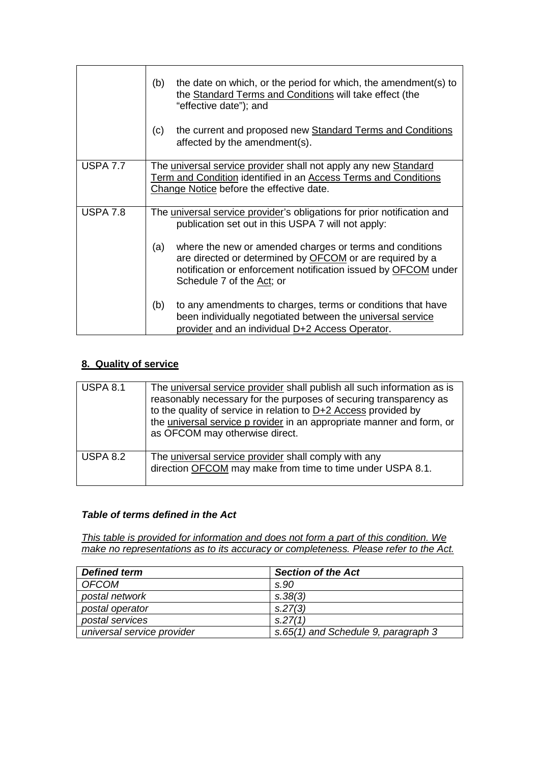| | |
|---|---|
| | (b) the date on which, or the period for which, the amendment(s) to the Standard Terms and Conditions will take effect (the "effective date"); and<br><br>(c) the current and proposed new Standard Terms and Conditions affected by the amendment(s). |
| USPA 7.7 | The universal service provider shall not apply any new Standard Term and Condition identified in an Access Terms and Conditions Change Notice before the effective date. |
| USPA 7.8 | The universal service provider's obligations for prior notification and publication set out in this USPA 7 will not apply:<br><br>(a) where the new or amended charges or terms and conditions are directed or determined by OFCOM or are required by a notification or enforcement notification issued by OFCOM under Schedule 7 of the Act; or<br><br>(b) to any amendments to charges, terms or conditions that have been individually negotiated between the universal service provider and an individual D+2 Access Operator. |

## 8. Quality of service

| | |
|---|---|
| USPA 8.1 | The universal service provider shall publish all such information as is reasonably necessary for the purposes of securing transparency as to the quality of service in relation to D+2 Access provided by the universal service p rovider in an appropriate manner and form, or as OFCOM may otherwise direct. |
| USPA 8.2 | The universal service provider shall comply with any direction OFCOM may make from time to time under USPA 8.1. |

***Table of terms defined in the Act***

*This table is provided for information and does not form a part of this condition. We make no representations as to its accuracy or completeness. Please refer to the Act.*

| ***Defined term*** | ***Section of the Act*** |
|---|---|
| *OFCOM* | *s.90* |
| *postal network* | *s.38(3)* |
| *postal operator* | *s.27(3)* |
| *postal services* | *s.27(1)* |
| *universal service provider* | *s.65(1) and Schedule 9, paragraph 3* |